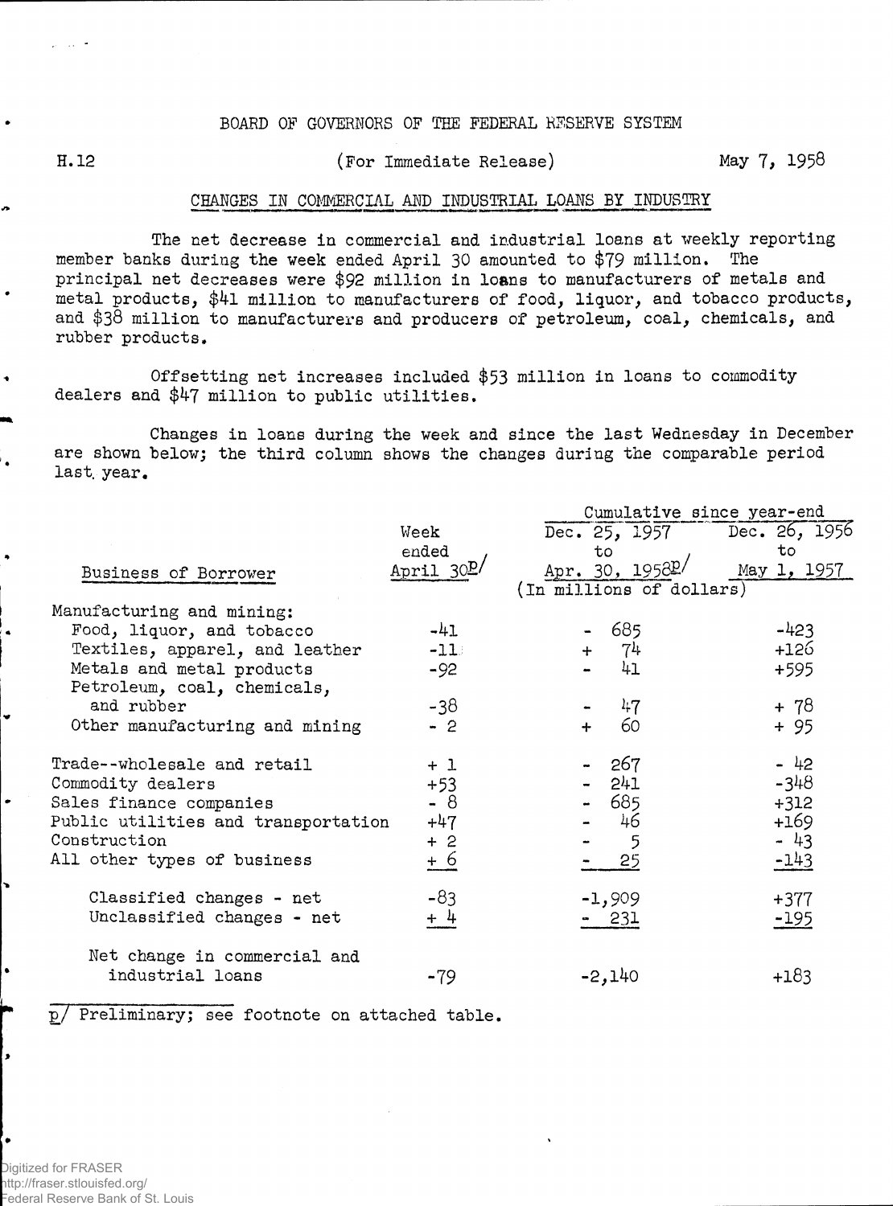BOARD OF GOVERNORS OF THE FEDERAL RESERVE SYSTEM

H.12 (For Immediate Release) May 7, 1958

## CHANGES IN COMMERCIAL AND INDUSTRIAL LOANS BY INDUSTRY

The net decrease in commercial and industrial loans at weekly reporting member banks during the week ended April 30 amounted to $79 million. The principal net decreases were $92 million in loans to manufacturers of metals and metal products, $41 million to manufacturers of food, liquor, and tobacco products, and $38 million to manufacturers and producers of petroleum, coal, chemicals, and rubber products.

Offsetting net increases included $53 million in loans to commodity dealers and $47 million to public utilities.

Changes in loans during the week and since the last Wednesday in December are shown below; the third column shows the changes during the comparable period last year.

| Business of Borrower | Week ended April 30p/ | Cumulative since year-end: Dec. 25, 1957 to Apr. 30, 1958p/ | Cumulative since year-end: Dec. 26, 1956 to May 1, 1957 |
|---|---|---|---|
| | (In millions of dollars) | | |
| Manufacturing and mining: | | | |
| Food, liquor, and tobacco | -41 | - 685 | -423 |
| Textiles, apparel, and leather | -11 | + 74 | +126 |
| Metals and metal products | -92 | - 41 | +595 |
| Petroleum, coal, chemicals, and rubber | -38 | - 47 | + 78 |
| Other manufacturing and mining | - 2 | + 60 | + 95 |
| Trade--wholesale and retail | + 1 | - 267 | - 42 |
| Commodity dealers | +53 | - 241 | -348 |
| Sales finance companies | - 8 | - 685 | +312 |
| Public utilities and transportation | +47 | - 46 | +169 |
| Construction | + 2 | - 5 | - 43 |
| All other types of business | + 6 | - 25 | -143 |
| Classified changes - net | -83 | -1,909 | +377 |
| Unclassified changes - net | + 4 | - 231 | -195 |
| Net change in commercial and industrial loans | -79 | -2,140 | +183 |

p/ Preliminary; see footnote on attached table.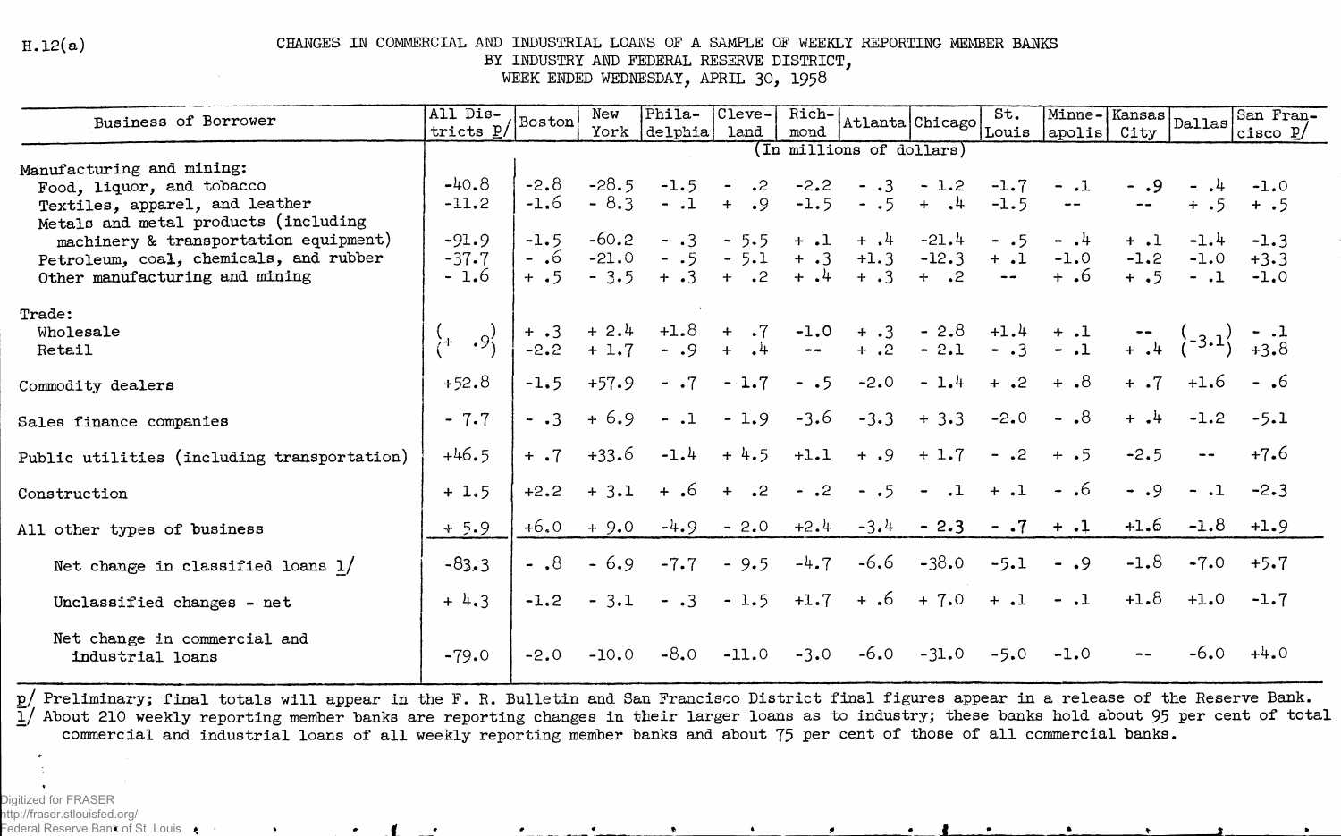H.12(a)

# CHANGES IN COMMERCIAL AND INDUSTRIAL LOANS OF A SAMPLE OF WEEKLY REPORTING MEMBER BANKS BY INDUSTRY AND FEDERAL RESERVE DISTRICT, WEEK ENDED WEDNESDAY, APRIL 30, 1958

| Business of Borrower | All Districts p/ | Boston | New York | Philadelphia | Cleveland | Richmond | Atlanta | Chicago | St. Louis | Minneapolis | Kansas City | Dallas | San Francisco p/ |
|---|---|---|---|---|---|---|---|---|---|---|---|---|---|
| | (In millions of dollars) | | | | | | | | | | | | |
| Manufacturing and mining: | | | | | | | | | | | | | |
| Food, liquor, and tobacco | -40.8 | -2.8 | -28.5 | -1.5 | - .2 | -2.2 | - .3 | - 1.2 | -1.7 | - .1 | - .9 | - .4 | -1.0 |
| Textiles, apparel, and leather | -11.2 | -1.6 | - 8.3 | - .1 | + .9 | -1.5 | - .5 | + .4 | -1.5 | -- | -- | + .5 | + .5 |
| Metals and metal products (including machinery & transportation equipment) | -91.9 | -1.5 | -60.2 | - .3 | - 5.5 | + .1 | + .4 | -21.4 | - .5 | - .4 | + .1 | -1.4 | -1.3 |
| Petroleum, coal, chemicals, and rubber | -37.7 | - .6 | -21.0 | - .5 | - 5.1 | + .3 | +1.3 | -12.3 | + .1 | -1.0 | -1.2 | -1.0 | +3.3 |
| Other manufacturing and mining | - 1.6 | + .5 | - 3.5 | + .3 | + .2 | + .4 | + .3 | + .2 | -- | + .6 | + .5 | - .1 | -1.0 |
| Trade: | | | | | | | | | | | | | |
| Wholesale | (+ .9) | + .3 | + 2.4 | +1.8 | + .7 | -1.0 | + .3 | - 2.8 | +1.4 | + .1 | -- | (-3.1) | - .1 |
| Retail | | -2.2 | + 1.7 | - .9 | + .4 | -- | + .2 | - 2.1 | - .3 | - .1 | + .4 | | +3.8 |
| Commodity dealers | +52.8 | -1.5 | +57.9 | - .7 | - 1.7 | - .5 | -2.0 | - 1.4 | + .2 | + .8 | + .7 | +1.6 | - .6 |
| Sales finance companies | - 7.7 | - .3 | + 6.9 | - .1 | - 1.9 | -3.6 | -3.3 | + 3.3 | -2.0 | - .8 | + .4 | -1.2 | -5.1 |
| Public utilities (including transportation) | +46.5 | + .7 | +33.6 | -1.4 | + 4.5 | +1.1 | + .9 | + 1.7 | - .2 | + .5 | -2.5 | -- | +7.6 |
| Construction | + 1.5 | +2.2 | + 3.1 | + .6 | + .2 | - .2 | - .5 | - .1 | + .1 | - .6 | - .9 | - .1 | -2.3 |
| All other types of business | + 5.9 | +6.0 | + 9.0 | -4.9 | - 2.0 | +2.4 | -3.4 | - 2.3 | - .7 | + .1 | +1.6 | -1.8 | +1.9 |
| Net change in classified loans 1/ | -83.3 | - .8 | - 6.9 | -7.7 | - 9.5 | -4.7 | -6.6 | -38.0 | -5.1 | - .9 | -1.8 | -7.0 | +5.7 |
| Unclassified changes - net | + 4.3 | -1.2 | - 3.1 | - .3 | - 1.5 | +1.7 | + .6 | + 7.0 | + .1 | - .1 | +1.8 | +1.0 | -1.7 |
| Net change in commercial and industrial loans | -79.0 | -2.0 | -10.0 | -8.0 | -11.0 | -3.0 | -6.0 | -31.0 | -5.0 | -1.0 | -- | -6.0 | +4.0 |

p/ Preliminary; final totals will appear in the F. R. Bulletin and San Francisco District final figures appear in a release of the Reserve Bank.
1/ About 210 weekly reporting member banks are reporting changes in their larger loans as to industry; these banks hold about 95 per cent of total commercial and industrial loans of all weekly reporting member banks and about 75 per cent of those of all commercial banks.